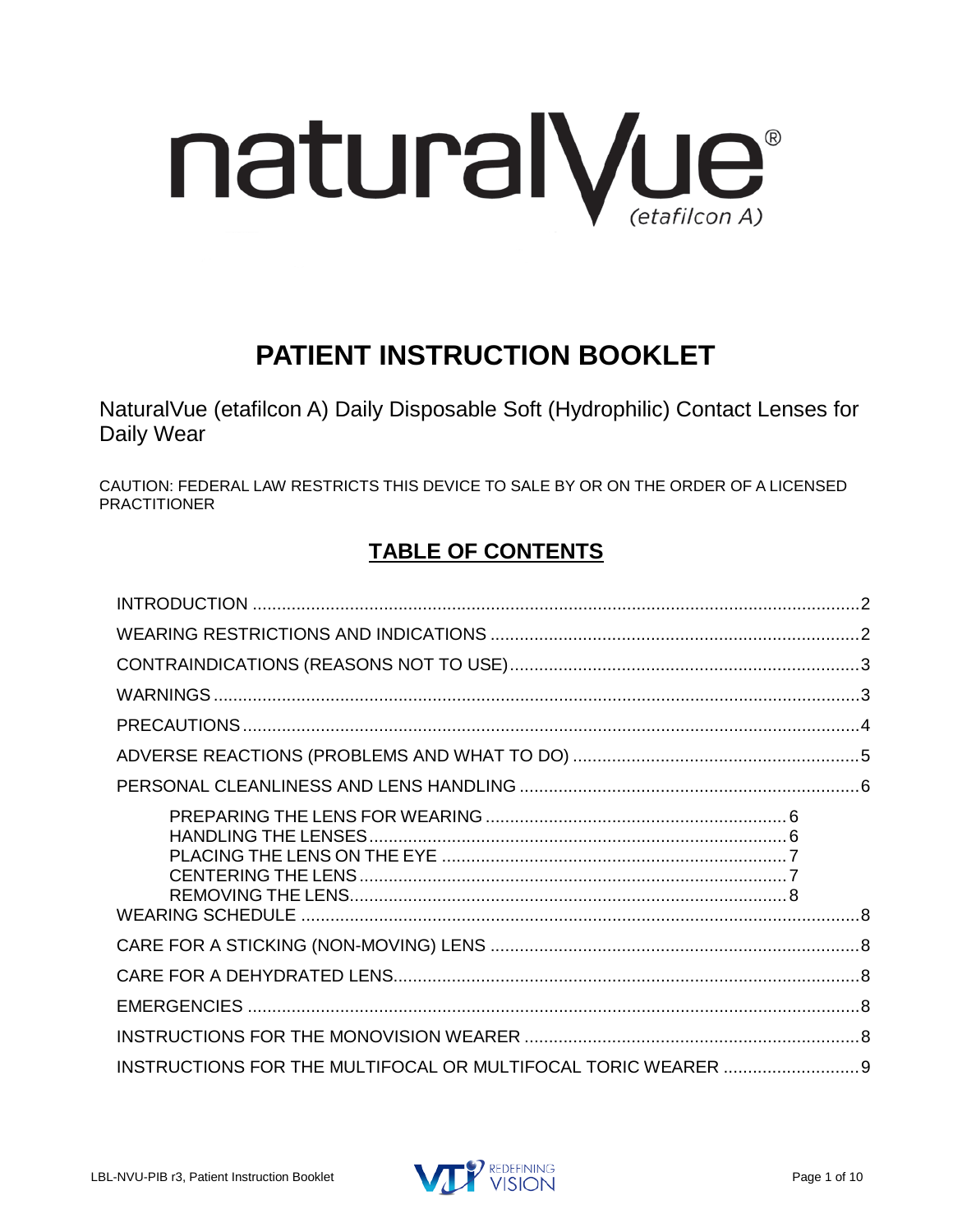# naturalVue® (etafilcon A)

## PATIENT INSTRUCTION BOOKLET

NaturalVue (etafilcon A) Daily Disposable Soft (Hydrophilic) Contact Lenses for Daily Wear

CAUTION: FEDERAL LAW RESTRICTS THIS DEVICE TO SALE BY OR ON THE ORDER OF A LICENSED PRACTITIONER

## TABLE OF CONTENTS

- INTRODUCTION ....... 2
- WEARING RESTRICTIONS AND INDICATIONS ....... 2
- CONTRAINDICATIONS (REASONS NOT TO USE) ....... 3
- WARNINGS ....... 3
- PRECAUTIONS ....... 4
- ADVERSE REACTIONS (PROBLEMS AND WHAT TO DO) ....... 5
- PERSONAL CLEANLINESS AND LENS HANDLING ....... 6
  - PREPARING THE LENS FOR WEARING ....... 6
  - HANDLING THE LENSES ....... 6
  - PLACING THE LENS ON THE EYE ....... 7
  - CENTERING THE LENS ....... 7
  - REMOVING THE LENS ....... 8
- WEARING SCHEDULE ....... 8
- CARE FOR A STICKING (NON-MOVING) LENS ....... 8
- CARE FOR A DEHYDRATED LENS ....... 8
- EMERGENCIES ....... 8
- INSTRUCTIONS FOR THE MONOVISION WEARER ....... 8
- INSTRUCTIONS FOR THE MULTIFOCAL OR MULTIFOCAL TORIC WEARER ....... 9

LBL-NVU-PIB r3, Patient Instruction Booklet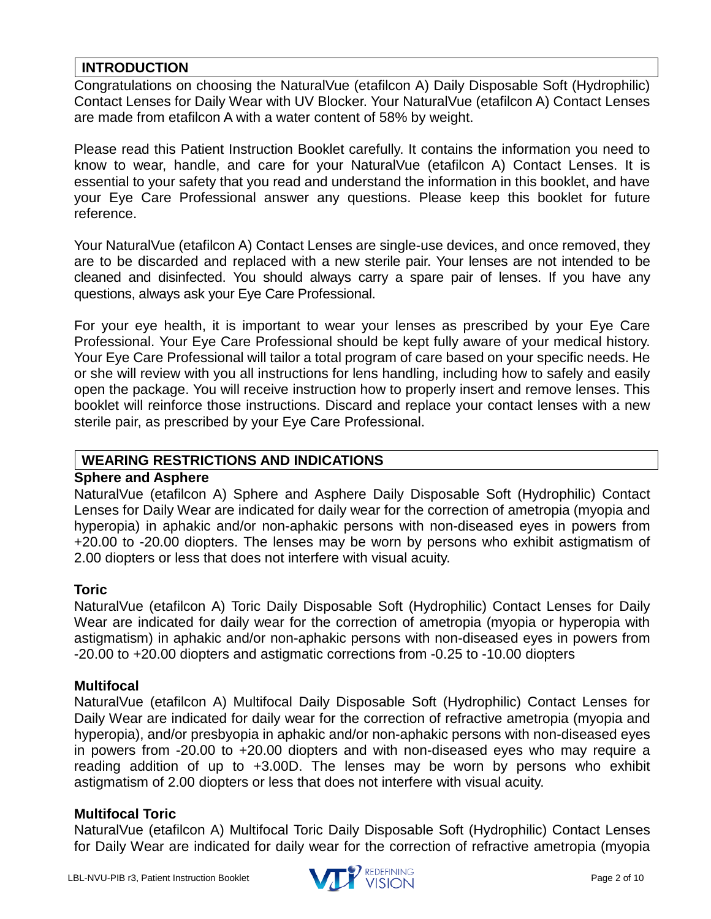## INTRODUCTION

Congratulations on choosing the NaturalVue (etafilcon A) Daily Disposable Soft (Hydrophilic) Contact Lenses for Daily Wear with UV Blocker. Your NaturalVue (etafilcon A) Contact Lenses are made from etafilcon A with a water content of 58% by weight.

Please read this Patient Instruction Booklet carefully. It contains the information you need to know to wear, handle, and care for your NaturalVue (etafilcon A) Contact Lenses. It is essential to your safety that you read and understand the information in this booklet, and have your Eye Care Professional answer any questions. Please keep this booklet for future reference.

Your NaturalVue (etafilcon A) Contact Lenses are single-use devices, and once removed, they are to be discarded and replaced with a new sterile pair. Your lenses are not intended to be cleaned and disinfected. You should always carry a spare pair of lenses. If you have any questions, always ask your Eye Care Professional.

For your eye health, it is important to wear your lenses as prescribed by your Eye Care Professional. Your Eye Care Professional should be kept fully aware of your medical history. Your Eye Care Professional will tailor a total program of care based on your specific needs. He or she will review with you all instructions for lens handling, including how to safely and easily open the package. You will receive instruction how to properly insert and remove lenses. This booklet will reinforce those instructions. Discard and replace your contact lenses with a new sterile pair, as prescribed by your Eye Care Professional.

## WEARING RESTRICTIONS AND INDICATIONS

### Sphere and Asphere

NaturalVue (etafilcon A) Sphere and Asphere Daily Disposable Soft (Hydrophilic) Contact Lenses for Daily Wear are indicated for daily wear for the correction of ametropia (myopia and hyperopia) in aphakic and/or non-aphakic persons with non-diseased eyes in powers from +20.00 to -20.00 diopters. The lenses may be worn by persons who exhibit astigmatism of 2.00 diopters or less that does not interfere with visual acuity.

### Toric

NaturalVue (etafilcon A) Toric Daily Disposable Soft (Hydrophilic) Contact Lenses for Daily Wear are indicated for daily wear for the correction of ametropia (myopia or hyperopia with astigmatism) in aphakic and/or non-aphakic persons with non-diseased eyes in powers from -20.00 to +20.00 diopters and astigmatic corrections from -0.25 to -10.00 diopters

### Multifocal

NaturalVue (etafilcon A) Multifocal Daily Disposable Soft (Hydrophilic) Contact Lenses for Daily Wear are indicated for daily wear for the correction of refractive ametropia (myopia and hyperopia), and/or presbyopia in aphakic and/or non-aphakic persons with non-diseased eyes in powers from -20.00 to +20.00 diopters and with non-diseased eyes who may require a reading addition of up to +3.00D. The lenses may be worn by persons who exhibit astigmatism of 2.00 diopters or less that does not interfere with visual acuity.

### Multifocal Toric

NaturalVue (etafilcon A) Multifocal Toric Daily Disposable Soft (Hydrophilic) Contact Lenses for Daily Wear are indicated for daily wear for the correction of refractive ametropia (myopia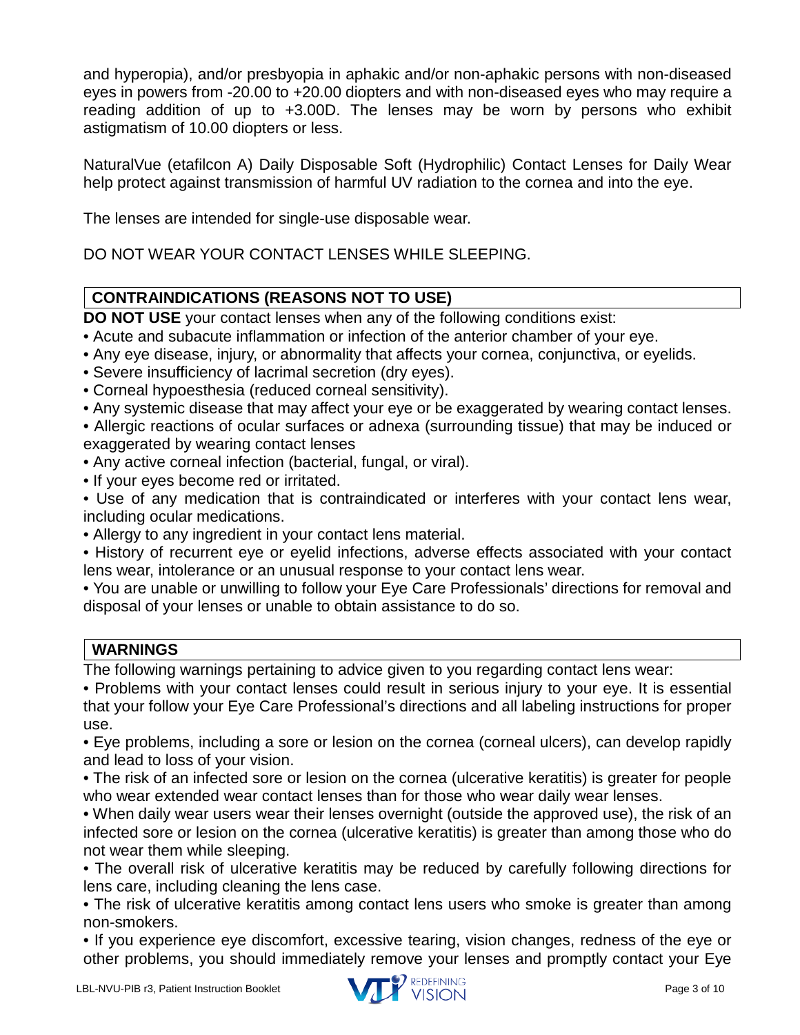and hyperopia), and/or presbyopia in aphakic and/or non-aphakic persons with non-diseased eyes in powers from -20.00 to +20.00 diopters and with non-diseased eyes who may require a reading addition of up to +3.00D. The lenses may be worn by persons who exhibit astigmatism of 10.00 diopters or less.

NaturalVue (etafilcon A) Daily Disposable Soft (Hydrophilic) Contact Lenses for Daily Wear help protect against transmission of harmful UV radiation to the cornea and into the eye.

The lenses are intended for single-use disposable wear.

DO NOT WEAR YOUR CONTACT LENSES WHILE SLEEPING.

## CONTRAINDICATIONS (REASONS NOT TO USE)

**DO NOT USE** your contact lenses when any of the following conditions exist:

- Acute and subacute inflammation or infection of the anterior chamber of your eye.
- Any eye disease, injury, or abnormality that affects your cornea, conjunctiva, or eyelids.
- Severe insufficiency of lacrimal secretion (dry eyes).
- Corneal hypoesthesia (reduced corneal sensitivity).
- Any systemic disease that may affect your eye or be exaggerated by wearing contact lenses.
- Allergic reactions of ocular surfaces or adnexa (surrounding tissue) that may be induced or exaggerated by wearing contact lenses
- Any active corneal infection (bacterial, fungal, or viral).
- If your eyes become red or irritated.
- Use of any medication that is contraindicated or interferes with your contact lens wear, including ocular medications.
- Allergy to any ingredient in your contact lens material.
- History of recurrent eye or eyelid infections, adverse effects associated with your contact lens wear, intolerance or an unusual response to your contact lens wear.
- You are unable or unwilling to follow your Eye Care Professionals' directions for removal and disposal of your lenses or unable to obtain assistance to do so.

## WARNINGS

The following warnings pertaining to advice given to you regarding contact lens wear:

- Problems with your contact lenses could result in serious injury to your eye. It is essential that your follow your Eye Care Professional's directions and all labeling instructions for proper use.
- Eye problems, including a sore or lesion on the cornea (corneal ulcers), can develop rapidly and lead to loss of your vision.
- The risk of an infected sore or lesion on the cornea (ulcerative keratitis) is greater for people who wear extended wear contact lenses than for those who wear daily wear lenses.
- When daily wear users wear their lenses overnight (outside the approved use), the risk of an infected sore or lesion on the cornea (ulcerative keratitis) is greater than among those who do not wear them while sleeping.
- The overall risk of ulcerative keratitis may be reduced by carefully following directions for lens care, including cleaning the lens case.
- The risk of ulcerative keratitis among contact lens users who smoke is greater than among non-smokers.
- If you experience eye discomfort, excessive tearing, vision changes, redness of the eye or other problems, you should immediately remove your lenses and promptly contact your Eye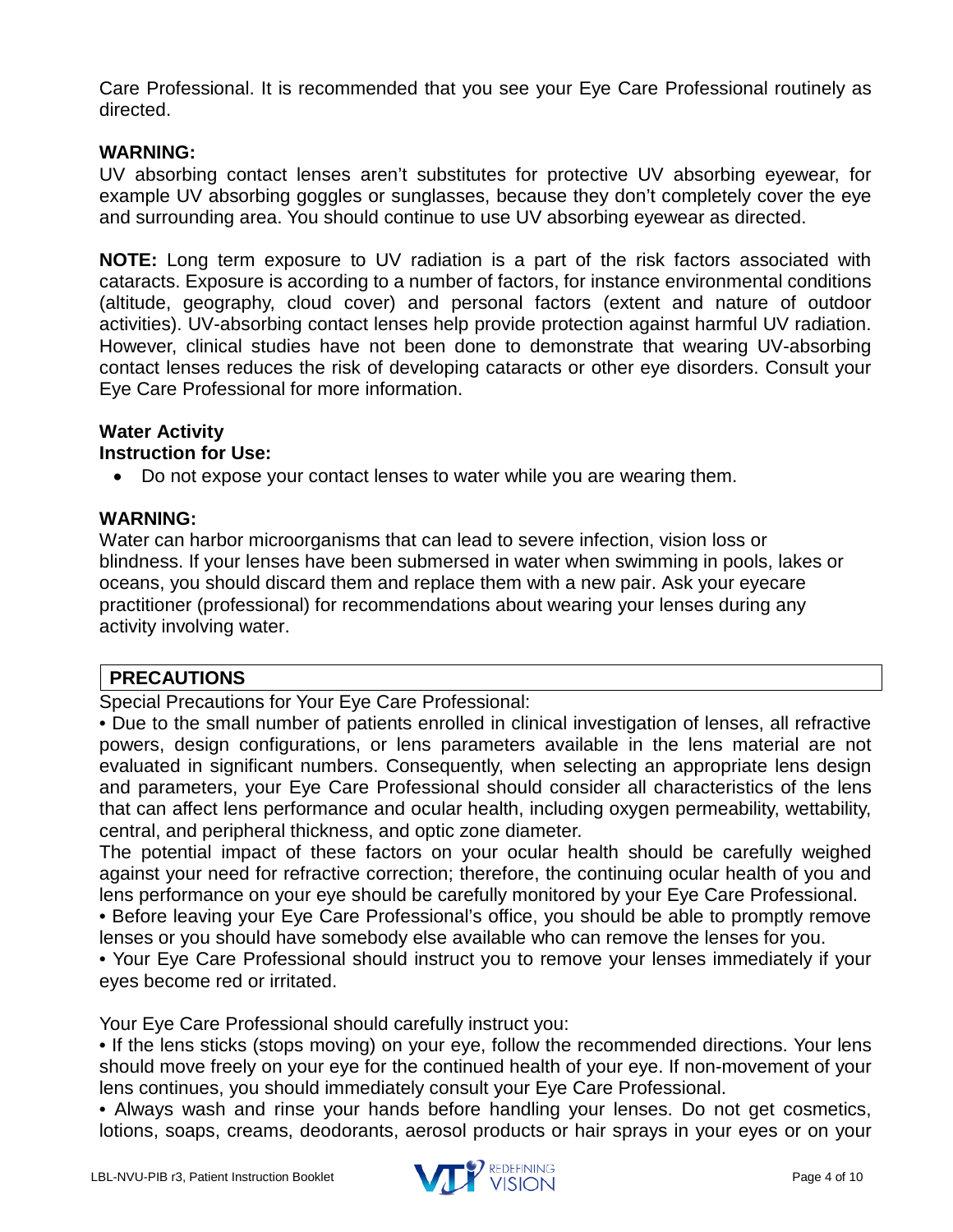Care Professional. It is recommended that you see your Eye Care Professional routinely as directed.

**WARNING:**

UV absorbing contact lenses aren't substitutes for protective UV absorbing eyewear, for example UV absorbing goggles or sunglasses, because they don't completely cover the eye and surrounding area. You should continue to use UV absorbing eyewear as directed.

**NOTE:** Long term exposure to UV radiation is a part of the risk factors associated with cataracts. Exposure is according to a number of factors, for instance environmental conditions (altitude, geography, cloud cover) and personal factors (extent and nature of outdoor activities). UV-absorbing contact lenses help provide protection against harmful UV radiation. However, clinical studies have not been done to demonstrate that wearing UV-absorbing contact lenses reduces the risk of developing cataracts or other eye disorders. Consult your Eye Care Professional for more information.

**Water Activity**

**Instruction for Use:**

- Do not expose your contact lenses to water while you are wearing them.

**WARNING:**

Water can harbor microorganisms that can lead to severe infection, vision loss or blindness. If your lenses have been submersed in water when swimming in pools, lakes or oceans, you should discard them and replace them with a new pair. Ask your eyecare practitioner (professional) for recommendations about wearing your lenses during any activity involving water.

## PRECAUTIONS

Special Precautions for Your Eye Care Professional:

• Due to the small number of patients enrolled in clinical investigation of lenses, all refractive powers, design configurations, or lens parameters available in the lens material are not evaluated in significant numbers. Consequently, when selecting an appropriate lens design and parameters, your Eye Care Professional should consider all characteristics of the lens that can affect lens performance and ocular health, including oxygen permeability, wettability, central, and peripheral thickness, and optic zone diameter.

The potential impact of these factors on your ocular health should be carefully weighed against your need for refractive correction; therefore, the continuing ocular health of you and lens performance on your eye should be carefully monitored by your Eye Care Professional.

• Before leaving your Eye Care Professional's office, you should be able to promptly remove lenses or you should have somebody else available who can remove the lenses for you.

• Your Eye Care Professional should instruct you to remove your lenses immediately if your eyes become red or irritated.

Your Eye Care Professional should carefully instruct you:

• If the lens sticks (stops moving) on your eye, follow the recommended directions. Your lens should move freely on your eye for the continued health of your eye. If non-movement of your lens continues, you should immediately consult your Eye Care Professional.

• Always wash and rinse your hands before handling your lenses. Do not get cosmetics, lotions, soaps, creams, deodorants, aerosol products or hair sprays in your eyes or on your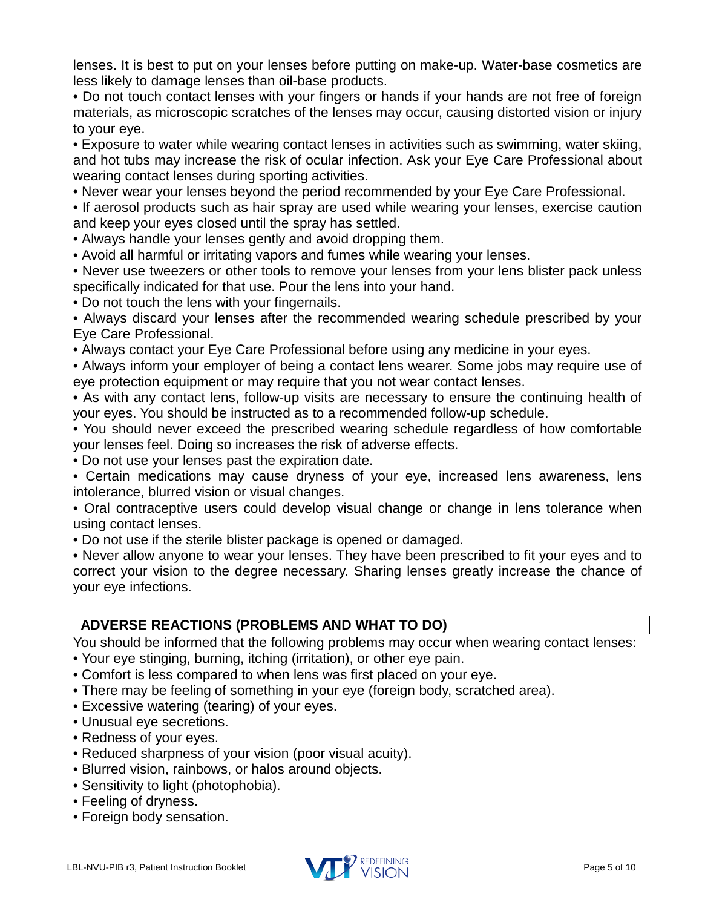lenses. It is best to put on your lenses before putting on make-up. Water-base cosmetics are less likely to damage lenses than oil-base products.

- Do not touch contact lenses with your fingers or hands if your hands are not free of foreign materials, as microscopic scratches of the lenses may occur, causing distorted vision or injury to your eye.
- Exposure to water while wearing contact lenses in activities such as swimming, water skiing, and hot tubs may increase the risk of ocular infection. Ask your Eye Care Professional about wearing contact lenses during sporting activities.
- Never wear your lenses beyond the period recommended by your Eye Care Professional.
- If aerosol products such as hair spray are used while wearing your lenses, exercise caution and keep your eyes closed until the spray has settled.
- Always handle your lenses gently and avoid dropping them.
- Avoid all harmful or irritating vapors and fumes while wearing your lenses.
- Never use tweezers or other tools to remove your lenses from your lens blister pack unless specifically indicated for that use. Pour the lens into your hand.
- Do not touch the lens with your fingernails.
- Always discard your lenses after the recommended wearing schedule prescribed by your Eye Care Professional.
- Always contact your Eye Care Professional before using any medicine in your eyes.
- Always inform your employer of being a contact lens wearer. Some jobs may require use of eye protection equipment or may require that you not wear contact lenses.
- As with any contact lens, follow-up visits are necessary to ensure the continuing health of your eyes. You should be instructed as to a recommended follow-up schedule.
- You should never exceed the prescribed wearing schedule regardless of how comfortable your lenses feel. Doing so increases the risk of adverse effects.
- Do not use your lenses past the expiration date.
- Certain medications may cause dryness of your eye, increased lens awareness, lens intolerance, blurred vision or visual changes.
- Oral contraceptive users could develop visual change or change in lens tolerance when using contact lenses.
- Do not use if the sterile blister package is opened or damaged.
- Never allow anyone to wear your lenses. They have been prescribed to fit your eyes and to correct your vision to the degree necessary. Sharing lenses greatly increase the chance of your eye infections.

## ADVERSE REACTIONS (PROBLEMS AND WHAT TO DO)

You should be informed that the following problems may occur when wearing contact lenses:

- Your eye stinging, burning, itching (irritation), or other eye pain.
- Comfort is less compared to when lens was first placed on your eye.
- There may be feeling of something in your eye (foreign body, scratched area).
- Excessive watering (tearing) of your eyes.
- Unusual eye secretions.
- Redness of your eyes.
- Reduced sharpness of your vision (poor visual acuity).
- Blurred vision, rainbows, or halos around objects.
- Sensitivity to light (photophobia).
- Feeling of dryness.
- Foreign body sensation.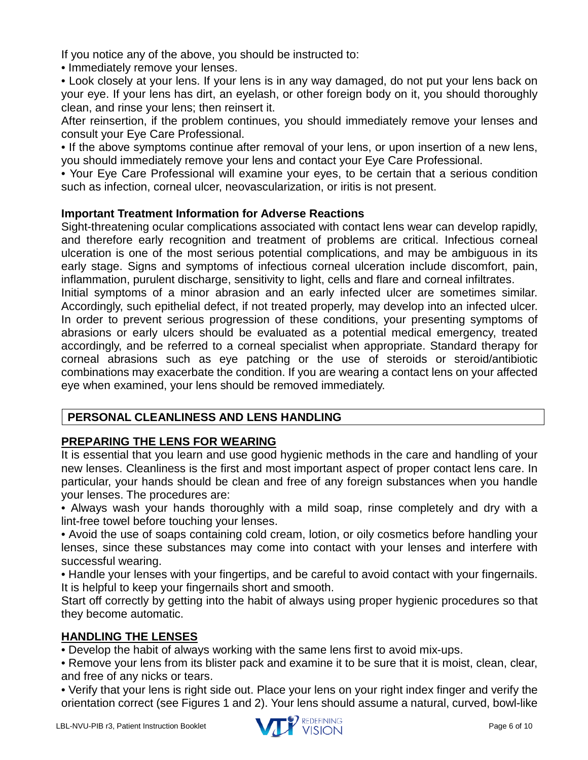If you notice any of the above, you should be instructed to:

- Immediately remove your lenses.
- Look closely at your lens. If your lens is in any way damaged, do not put your lens back on your eye. If your lens has dirt, an eyelash, or other foreign body on it, you should thoroughly clean, and rinse your lens; then reinsert it.

After reinsertion, if the problem continues, you should immediately remove your lenses and consult your Eye Care Professional.

- If the above symptoms continue after removal of your lens, or upon insertion of a new lens, you should immediately remove your lens and contact your Eye Care Professional.
- Your Eye Care Professional will examine your eyes, to be certain that a serious condition such as infection, corneal ulcer, neovascularization, or iritis is not present.

**Important Treatment Information for Adverse Reactions**

Sight-threatening ocular complications associated with contact lens wear can develop rapidly, and therefore early recognition and treatment of problems are critical. Infectious corneal ulceration is one of the most serious potential complications, and may be ambiguous in its early stage. Signs and symptoms of infectious corneal ulceration include discomfort, pain, inflammation, purulent discharge, sensitivity to light, cells and flare and corneal infiltrates.

Initial symptoms of a minor abrasion and an early infected ulcer are sometimes similar. Accordingly, such epithelial defect, if not treated properly, may develop into an infected ulcer. In order to prevent serious progression of these conditions, your presenting symptoms of abrasions or early ulcers should be evaluated as a potential medical emergency, treated accordingly, and be referred to a corneal specialist when appropriate. Standard therapy for corneal abrasions such as eye patching or the use of steroids or steroid/antibiotic combinations may exacerbate the condition. If you are wearing a contact lens on your affected eye when examined, your lens should be removed immediately.

## PERSONAL CLEANLINESS AND LENS HANDLING

### PREPARING THE LENS FOR WEARING

It is essential that you learn and use good hygienic methods in the care and handling of your new lenses. Cleanliness is the first and most important aspect of proper contact lens care. In particular, your hands should be clean and free of any foreign substances when you handle your lenses. The procedures are:

- Always wash your hands thoroughly with a mild soap, rinse completely and dry with a lint-free towel before touching your lenses.
- Avoid the use of soaps containing cold cream, lotion, or oily cosmetics before handling your lenses, since these substances may come into contact with your lenses and interfere with successful wearing.
- Handle your lenses with your fingertips, and be careful to avoid contact with your fingernails. It is helpful to keep your fingernails short and smooth.

Start off correctly by getting into the habit of always using proper hygienic procedures so that they become automatic.

### HANDLING THE LENSES

- Develop the habit of always working with the same lens first to avoid mix-ups.
- Remove your lens from its blister pack and examine it to be sure that it is moist, clean, clear, and free of any nicks or tears.
- Verify that your lens is right side out. Place your lens on your right index finger and verify the orientation correct (see Figures 1 and 2). Your lens should assume a natural, curved, bowl-like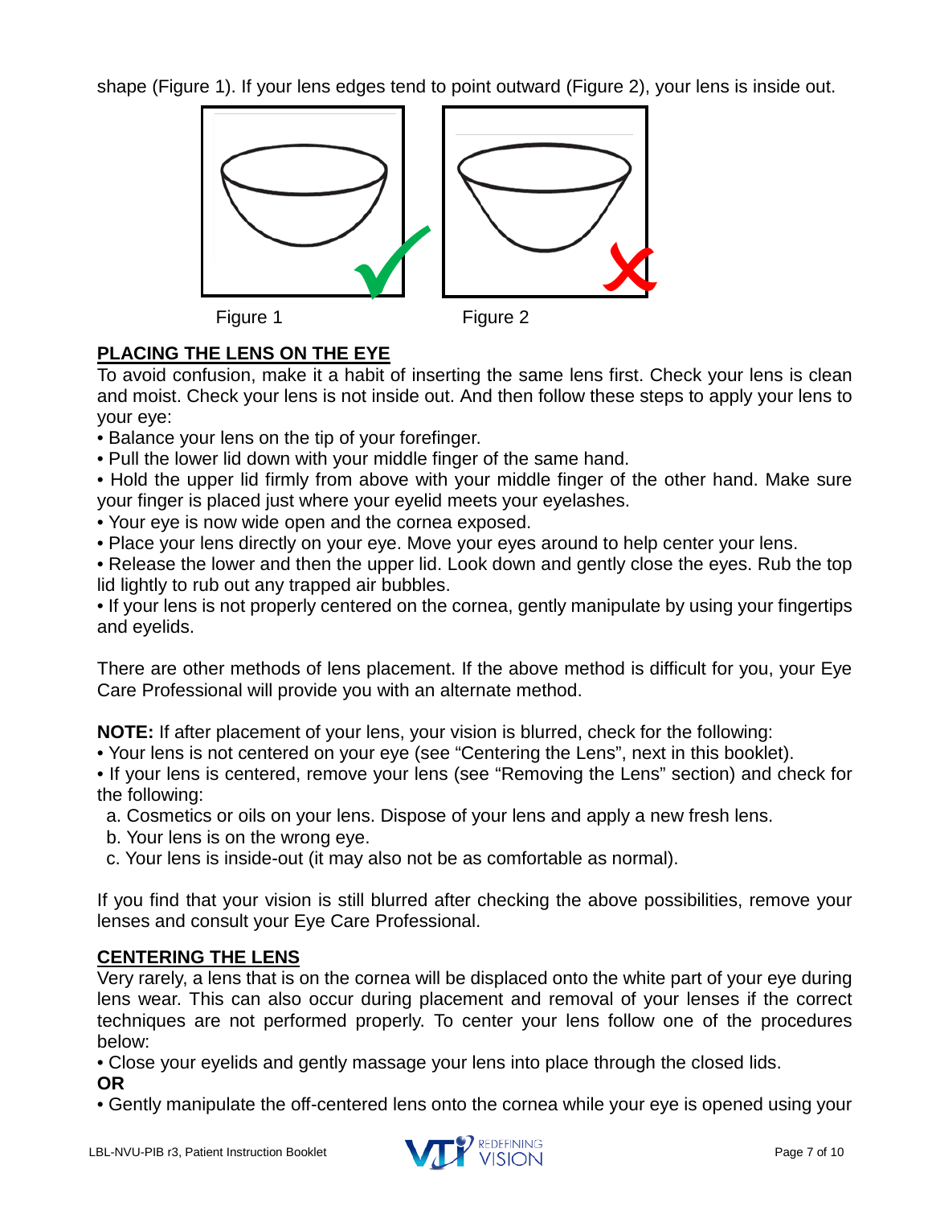shape (Figure 1). If your lens edges tend to point outward (Figure 2), your lens is inside out.

Figure 1

Figure 2

## PLACING THE LENS ON THE EYE

To avoid confusion, make it a habit of inserting the same lens first. Check your lens is clean and moist. Check your lens is not inside out. And then follow these steps to apply your lens to your eye:

- Balance your lens on the tip of your forefinger.
- Pull the lower lid down with your middle finger of the same hand.
- Hold the upper lid firmly from above with your middle finger of the other hand. Make sure your finger is placed just where your eyelid meets your eyelashes.
- Your eye is now wide open and the cornea exposed.
- Place your lens directly on your eye. Move your eyes around to help center your lens.
- Release the lower and then the upper lid. Look down and gently close the eyes. Rub the top lid lightly to rub out any trapped air bubbles.
- If your lens is not properly centered on the cornea, gently manipulate by using your fingertips and eyelids.

There are other methods of lens placement. If the above method is difficult for you, your Eye Care Professional will provide you with an alternate method.

**NOTE:** If after placement of your lens, your vision is blurred, check for the following:

- Your lens is not centered on your eye (see “Centering the Lens”, next in this booklet).
- If your lens is centered, remove your lens (see “Removing the Lens” section) and check for the following:
  a. Cosmetics or oils on your lens. Dispose of your lens and apply a new fresh lens.
  b. Your lens is on the wrong eye.
  c. Your lens is inside-out (it may also not be as comfortable as normal).

If you find that your vision is still blurred after checking the above possibilities, remove your lenses and consult your Eye Care Professional.

## CENTERING THE LENS

Very rarely, a lens that is on the cornea will be displaced onto the white part of your eye during lens wear. This can also occur during placement and removal of your lenses if the correct techniques are not performed properly. To center your lens follow one of the procedures below:

- Close your eyelids and gently massage your lens into place through the closed lids.

**OR**

- Gently manipulate the off-centered lens onto the cornea while your eye is opened using your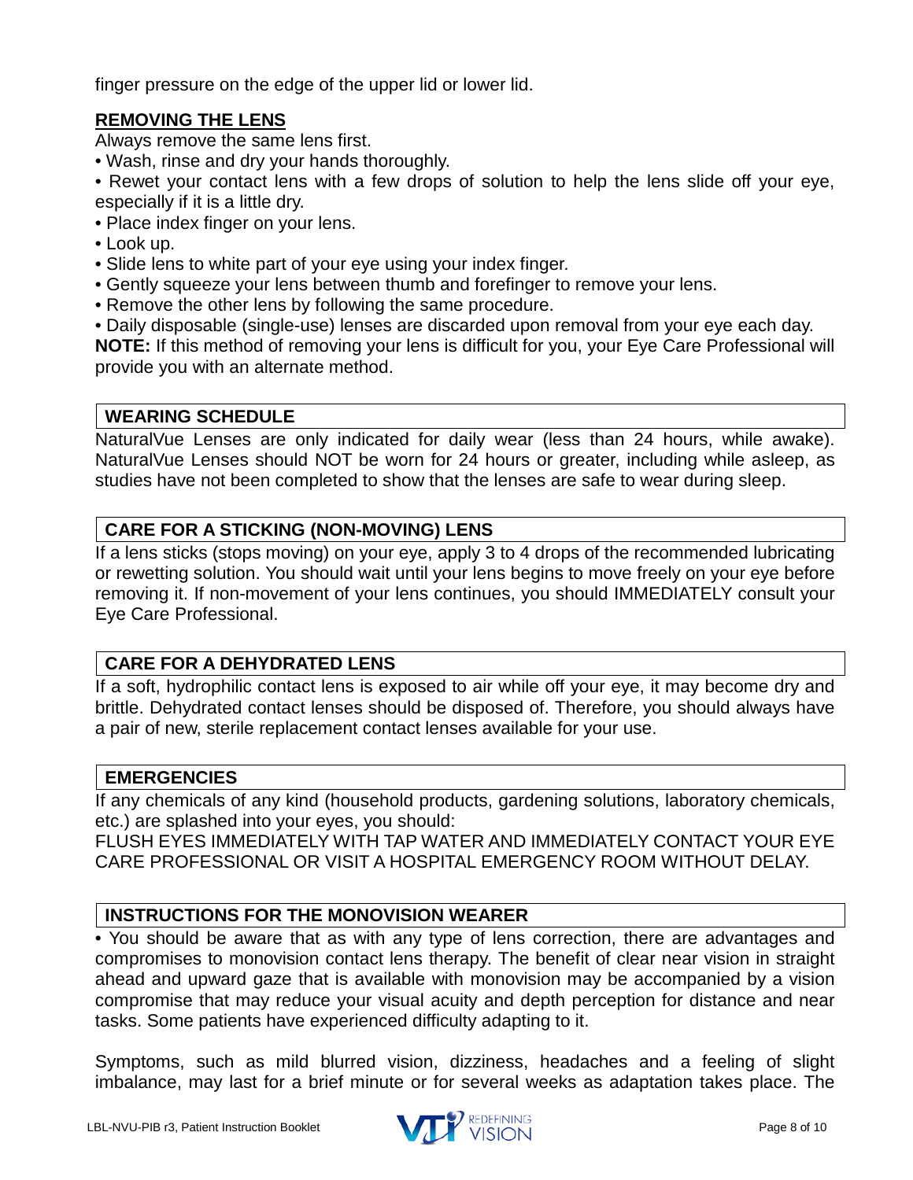finger pressure on the edge of the upper lid or lower lid.

## REMOVING THE LENS

Always remove the same lens first.

- Wash, rinse and dry your hands thoroughly.
- Rewet your contact lens with a few drops of solution to help the lens slide off your eye, especially if it is a little dry.
- Place index finger on your lens.
- Look up.
- Slide lens to white part of your eye using your index finger.
- Gently squeeze your lens between thumb and forefinger to remove your lens.
- Remove the other lens by following the same procedure.
- Daily disposable (single-use) lenses are discarded upon removal from your eye each day.

**NOTE:** If this method of removing your lens is difficult for you, your Eye Care Professional will provide you with an alternate method.

## WEARING SCHEDULE

NaturalVue Lenses are only indicated for daily wear (less than 24 hours, while awake). NaturalVue Lenses should NOT be worn for 24 hours or greater, including while asleep, as studies have not been completed to show that the lenses are safe to wear during sleep.

## CARE FOR A STICKING (NON-MOVING) LENS

If a lens sticks (stops moving) on your eye, apply 3 to 4 drops of the recommended lubricating or rewetting solution. You should wait until your lens begins to move freely on your eye before removing it. If non-movement of your lens continues, you should IMMEDIATELY consult your Eye Care Professional.

## CARE FOR A DEHYDRATED LENS

If a soft, hydrophilic contact lens is exposed to air while off your eye, it may become dry and brittle. Dehydrated contact lenses should be disposed of. Therefore, you should always have a pair of new, sterile replacement contact lenses available for your use.

## EMERGENCIES

If any chemicals of any kind (household products, gardening solutions, laboratory chemicals, etc.) are splashed into your eyes, you should:

FLUSH EYES IMMEDIATELY WITH TAP WATER AND IMMEDIATELY CONTACT YOUR EYE CARE PROFESSIONAL OR VISIT A HOSPITAL EMERGENCY ROOM WITHOUT DELAY.

## INSTRUCTIONS FOR THE MONOVISION WEARER

- You should be aware that as with any type of lens correction, there are advantages and compromises to monovision contact lens therapy. The benefit of clear near vision in straight ahead and upward gaze that is available with monovision may be accompanied by a vision compromise that may reduce your visual acuity and depth perception for distance and near tasks. Some patients have experienced difficulty adapting to it.

Symptoms, such as mild blurred vision, dizziness, headaches and a feeling of slight imbalance, may last for a brief minute or for several weeks as adaptation takes place. The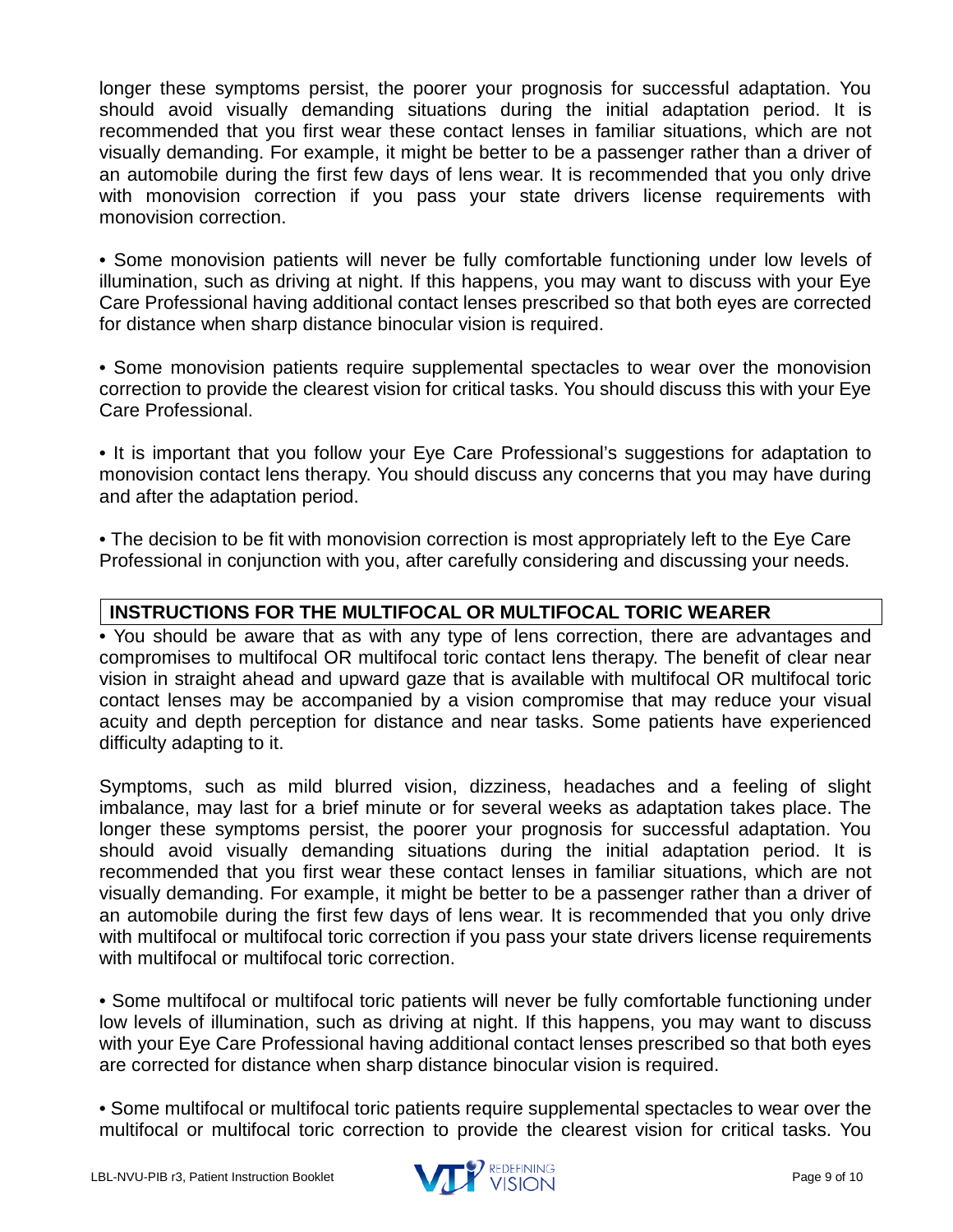longer these symptoms persist, the poorer your prognosis for successful adaptation. You should avoid visually demanding situations during the initial adaptation period. It is recommended that you first wear these contact lenses in familiar situations, which are not visually demanding. For example, it might be better to be a passenger rather than a driver of an automobile during the first few days of lens wear. It is recommended that you only drive with monovision correction if you pass your state drivers license requirements with monovision correction.

• Some monovision patients will never be fully comfortable functioning under low levels of illumination, such as driving at night. If this happens, you may want to discuss with your Eye Care Professional having additional contact lenses prescribed so that both eyes are corrected for distance when sharp distance binocular vision is required.

• Some monovision patients require supplemental spectacles to wear over the monovision correction to provide the clearest vision for critical tasks. You should discuss this with your Eye Care Professional.

• It is important that you follow your Eye Care Professional's suggestions for adaptation to monovision contact lens therapy. You should discuss any concerns that you may have during and after the adaptation period.

• The decision to be fit with monovision correction is most appropriately left to the Eye Care Professional in conjunction with you, after carefully considering and discussing your needs.

## INSTRUCTIONS FOR THE MULTIFOCAL OR MULTIFOCAL TORIC WEARER

• You should be aware that as with any type of lens correction, there are advantages and compromises to multifocal OR multifocal toric contact lens therapy. The benefit of clear near vision in straight ahead and upward gaze that is available with multifocal OR multifocal toric contact lenses may be accompanied by a vision compromise that may reduce your visual acuity and depth perception for distance and near tasks. Some patients have experienced difficulty adapting to it.

Symptoms, such as mild blurred vision, dizziness, headaches and a feeling of slight imbalance, may last for a brief minute or for several weeks as adaptation takes place. The longer these symptoms persist, the poorer your prognosis for successful adaptation. You should avoid visually demanding situations during the initial adaptation period. It is recommended that you first wear these contact lenses in familiar situations, which are not visually demanding. For example, it might be better to be a passenger rather than a driver of an automobile during the first few days of lens wear. It is recommended that you only drive with multifocal or multifocal toric correction if you pass your state drivers license requirements with multifocal or multifocal toric correction.

• Some multifocal or multifocal toric patients will never be fully comfortable functioning under low levels of illumination, such as driving at night. If this happens, you may want to discuss with your Eye Care Professional having additional contact lenses prescribed so that both eyes are corrected for distance when sharp distance binocular vision is required.

• Some multifocal or multifocal toric patients require supplemental spectacles to wear over the multifocal or multifocal toric correction to provide the clearest vision for critical tasks. You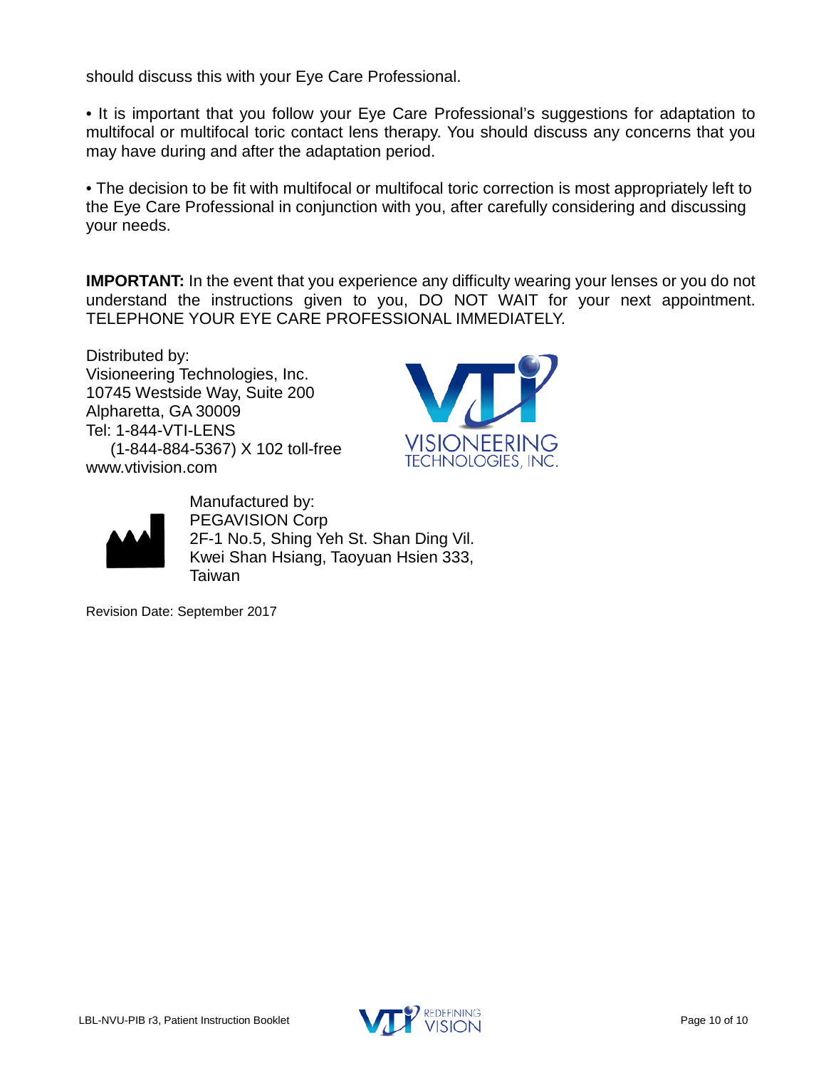should discuss this with your Eye Care Professional.

• It is important that you follow your Eye Care Professional's suggestions for adaptation to multifocal or multifocal toric contact lens therapy. You should discuss any concerns that you may have during and after the adaptation period.

• The decision to be fit with multifocal or multifocal toric correction is most appropriately left to the Eye Care Professional in conjunction with you, after carefully considering and discussing your needs.

**IMPORTANT:** In the event that you experience any difficulty wearing your lenses or you do not understand the instructions given to you, DO NOT WAIT for your next appointment. TELEPHONE YOUR EYE CARE PROFESSIONAL IMMEDIATELY.

Distributed by:
Visioneering Technologies, Inc.
10745 Westside Way, Suite 200
Alpharetta, GA 30009
Tel: 1-844-VTI-LENS
(1-844-884-5367) X 102 toll-free
www.vtivision.com

Manufactured by:
PEGAVISION Corp
2F-1 No.5, Shing Yeh St. Shan Ding Vil.
Kwei Shan Hsiang, Taoyuan Hsien 333,
Taiwan

Revision Date: September 2017